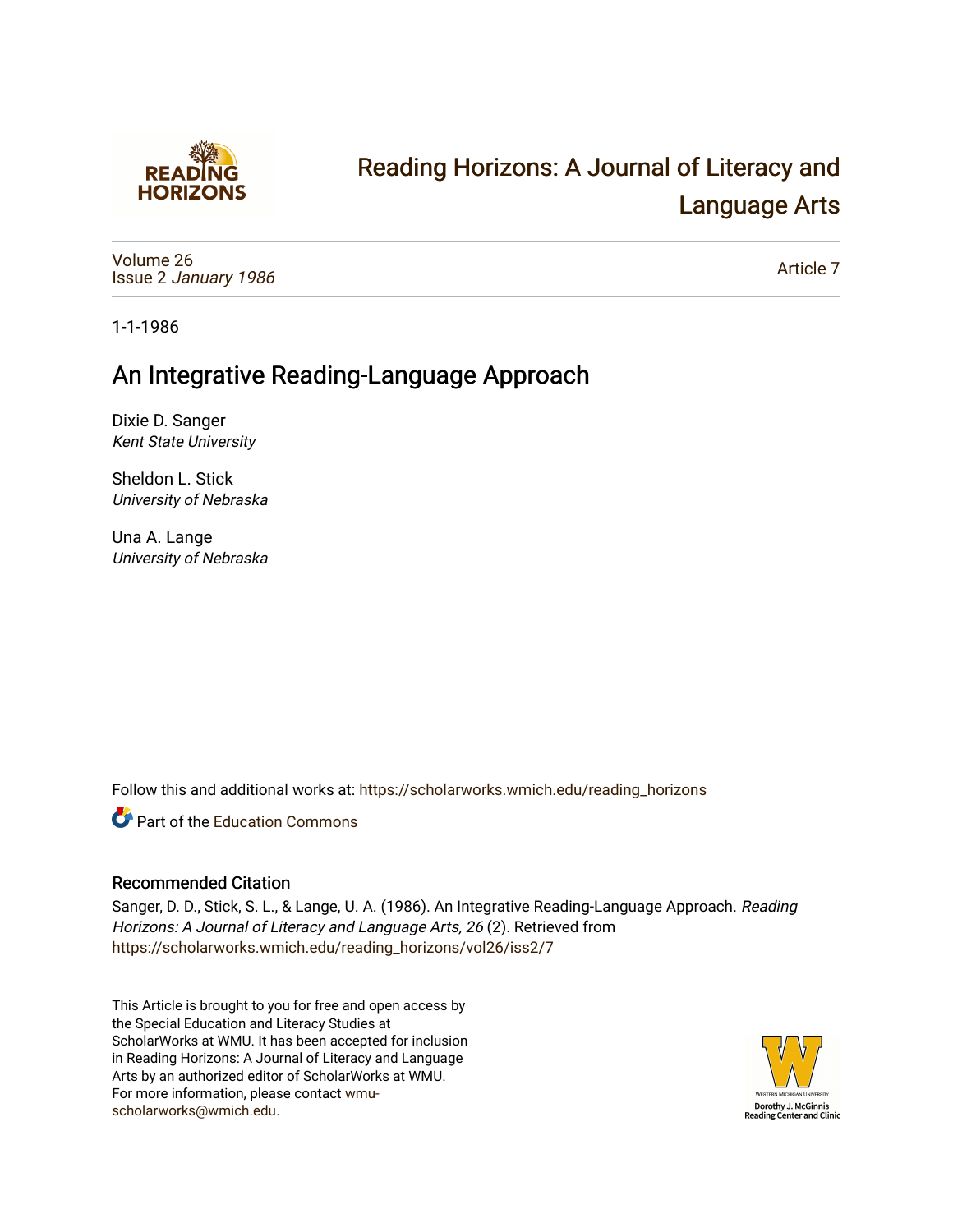# Reading Horizons: A Journal of Literacy and Language Arts

Volume 26
Issue 2 *January 1986*

Article 7

1-1-1986

## An Integrative Reading-Language Approach

Dixie D. Sanger
*Kent State University*

Sheldon L. Stick
*University of Nebraska*

Una A. Lange
*University of Nebraska*

Follow this and additional works at: https://scholarworks.wmich.edu/reading_horizons

Part of the Education Commons

### Recommended Citation

Sanger, D. D., Stick, S. L., & Lange, U. A. (1986). An Integrative Reading-Language Approach. *Reading Horizons: A Journal of Literacy and Language Arts, 26* (2). Retrieved from https://scholarworks.wmich.edu/reading_horizons/vol26/iss2/7

This Article is brought to you for free and open access by the Special Education and Literacy Studies at ScholarWorks at WMU. It has been accepted for inclusion in Reading Horizons: A Journal of Literacy and Language Arts by an authorized editor of ScholarWorks at WMU. For more information, please contact wmu-scholarworks@wmich.edu.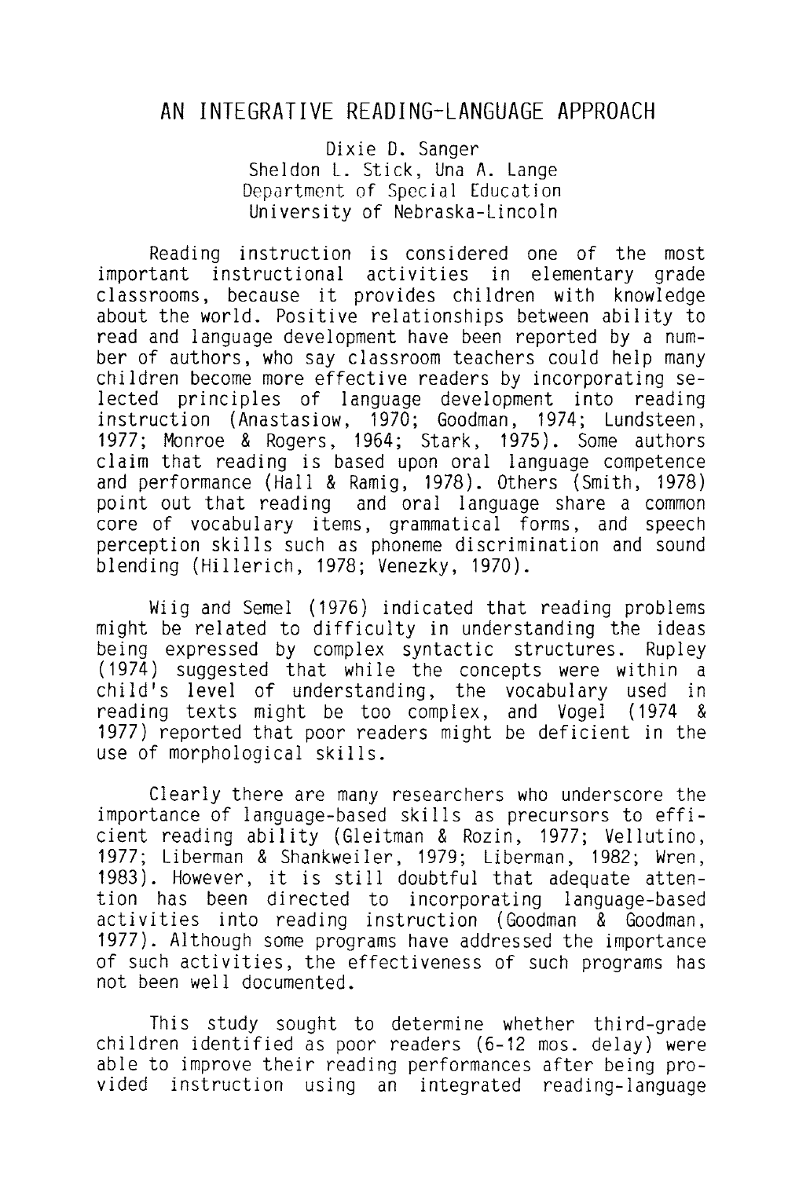# AN INTEGRATIVE READING-LANGUAGE APPROACH

Dixie D. Sanger
Sheldon L. Stick, Una A. Lange
Department of Special Education
University of Nebraska-Lincoln

Reading instruction is considered one of the most important instructional activities in elementary grade classrooms, because it provides children with knowledge about the world. Positive relationships between ability to read and language development have been reported by a number of authors, who say classroom teachers could help many children become more effective readers by incorporating selected principles of language development into reading instruction (Anastasiow, 1970; Goodman, 1974; Lundsteen, 1977; Monroe & Rogers, 1964; Stark, 1975). Some authors claim that reading is based upon oral language competence and performance (Hall & Ramig, 1978). Others (Smith, 1978) point out that reading and oral language share a common core of vocabulary items, grammatical forms, and speech perception skills such as phoneme discrimination and sound blending (Hillerich, 1978; Venezky, 1970).

Wiig and Semel (1976) indicated that reading problems might be related to difficulty in understanding the ideas being expressed by complex syntactic structures. Rupley (1974) suggested that while the concepts were within a child's level of understanding, the vocabulary used in reading texts might be too complex, and Vogel (1974 & 1977) reported that poor readers might be deficient in the use of morphological skills.

Clearly there are many researchers who underscore the importance of language-based skills as precursors to efficient reading ability (Gleitman & Rozin, 1977; Vellutino, 1977; Liberman & Shankweiler, 1979; Liberman, 1982; Wren, 1983). However, it is still doubtful that adequate attention has been directed to incorporating language-based activities into reading instruction (Goodman & Goodman, 1977). Although some programs have addressed the importance of such activities, the effectiveness of such programs has not been well documented.

This study sought to determine whether third-grade children identified as poor readers (6-12 mos. delay) were able to improve their reading performances after being provided instruction using an integrated reading-language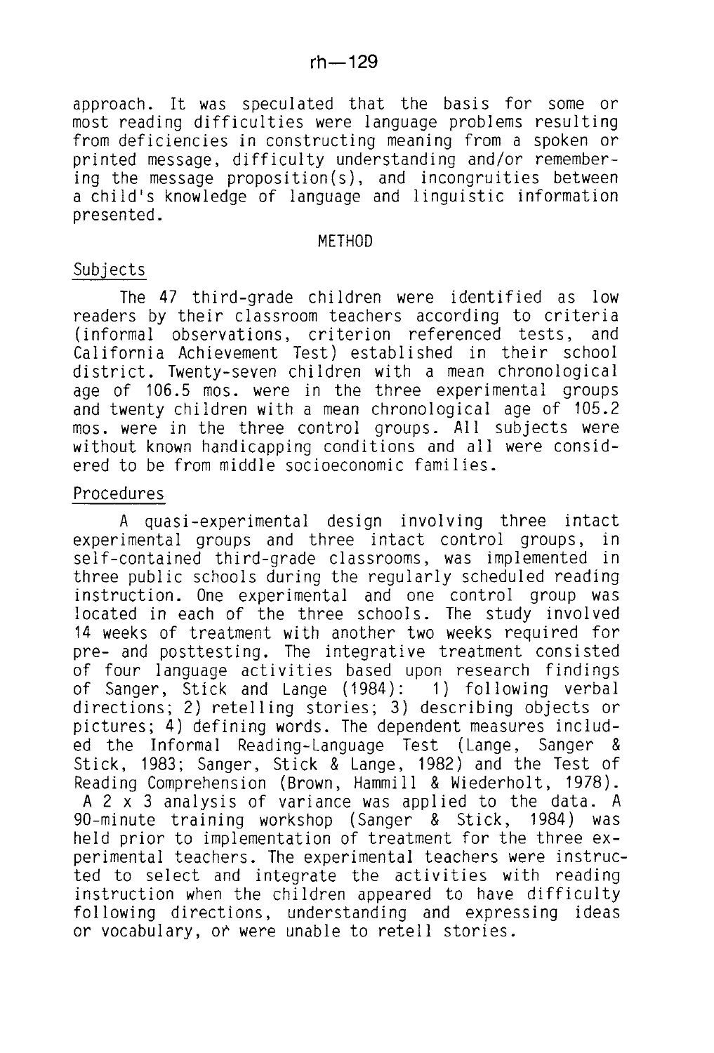approach. It was speculated that the basis for some or most reading difficulties were language problems resulting from deficiencies in constructing meaning from a spoken or printed message, difficulty understanding and/or remembering the message proposition(s), and incongruities between a child's knowledge of language and linguistic information presented.

## METHOD

### Subjects

The 47 third-grade children were identified as low readers by their classroom teachers according to criteria (informal observations, criterion referenced tests, and California Achievement Test) established in their school district. Twenty-seven children with a mean chronological age of 106.5 mos. were in the three experimental groups and twenty children with a mean chronological age of 105.2 mos. were in the three control groups. All subjects were without known handicapping conditions and all were considered to be from middle socioeconomic families.

### Procedures

A quasi-experimental design involving three intact experimental groups and three intact control groups, in self-contained third-grade classrooms, was implemented in three public schools during the regularly scheduled reading instruction. One experimental and one control group was located in each of the three schools. The study involved 14 weeks of treatment with another two weeks required for pre- and posttesting. The integrative treatment consisted of four language activities based upon research findings of Sanger, Stick and Lange (1984): 1) following verbal directions; 2) retelling stories; 3) describing objects or pictures; 4) defining words. The dependent measures included the Informal Reading-Language Test (Lange, Sanger & Stick, 1983; Sanger, Stick & Lange, 1982) and the Test of Reading Comprehension (Brown, Hammill & Wiederholt, 1978). A 2 x 3 analysis of variance was applied to the data. A 90-minute training workshop (Sanger & Stick, 1984) was held prior to implementation of treatment for the three experimental teachers. The experimental teachers were instructed to select and integrate the activities with reading instruction when the children appeared to have difficulty following directions, understanding and expressing ideas or vocabulary, or were unable to retell stories.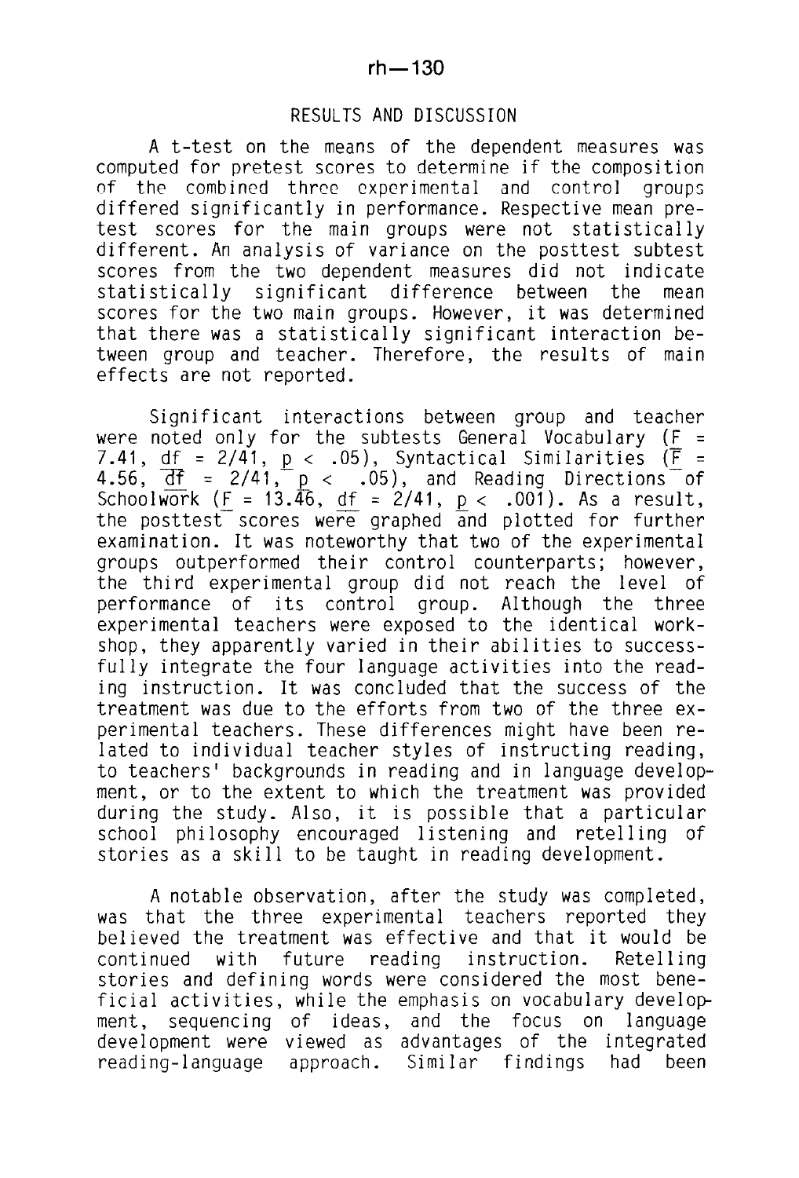## RESULTS AND DISCUSSION

A t-test on the means of the dependent measures was computed for pretest scores to determine if the composition of the combined three experimental and control groups differed significantly in performance. Respective mean pretest scores for the main groups were not statistically different. An analysis of variance on the posttest subtest scores from the two dependent measures did not indicate statistically significant difference between the mean scores for the two main groups. However, it was determined that there was a statistically significant interaction between group and teacher. Therefore, the results of main effects are not reported.

Significant interactions between group and teacher were noted only for the subtests General Vocabulary ($F = 7.41$, $df = 2/41$, $p < .05$), Syntactical Similarities ($F = 4.56$, $df = 2/41$, $p < .05$), and Reading Directions of Schoolwork ($F = 13.46$, $df = 2/41$, $p < .001$). As a result, the posttest scores were graphed and plotted for further examination. It was noteworthy that two of the experimental groups outperformed their control counterparts; however, the third experimental group did not reach the level of performance of its control group. Although the three experimental teachers were exposed to the identical workshop, they apparently varied in their abilities to successfully integrate the four language activities into the reading instruction. It was concluded that the success of the treatment was due to the efforts from two of the three experimental teachers. These differences might have been related to individual teacher styles of instructing reading, to teachers' backgrounds in reading and in language development, or to the extent to which the treatment was provided during the study. Also, it is possible that a particular school philosophy encouraged listening and retelling of stories as a skill to be taught in reading development.

A notable observation, after the study was completed, was that the three experimental teachers reported they believed the treatment was effective and that it would be continued with future reading instruction. Retelling stories and defining words were considered the most beneficial activities, while the emphasis on vocabulary development, sequencing of ideas, and the focus on language development were viewed as advantages of the integrated reading-language approach. Similar findings had been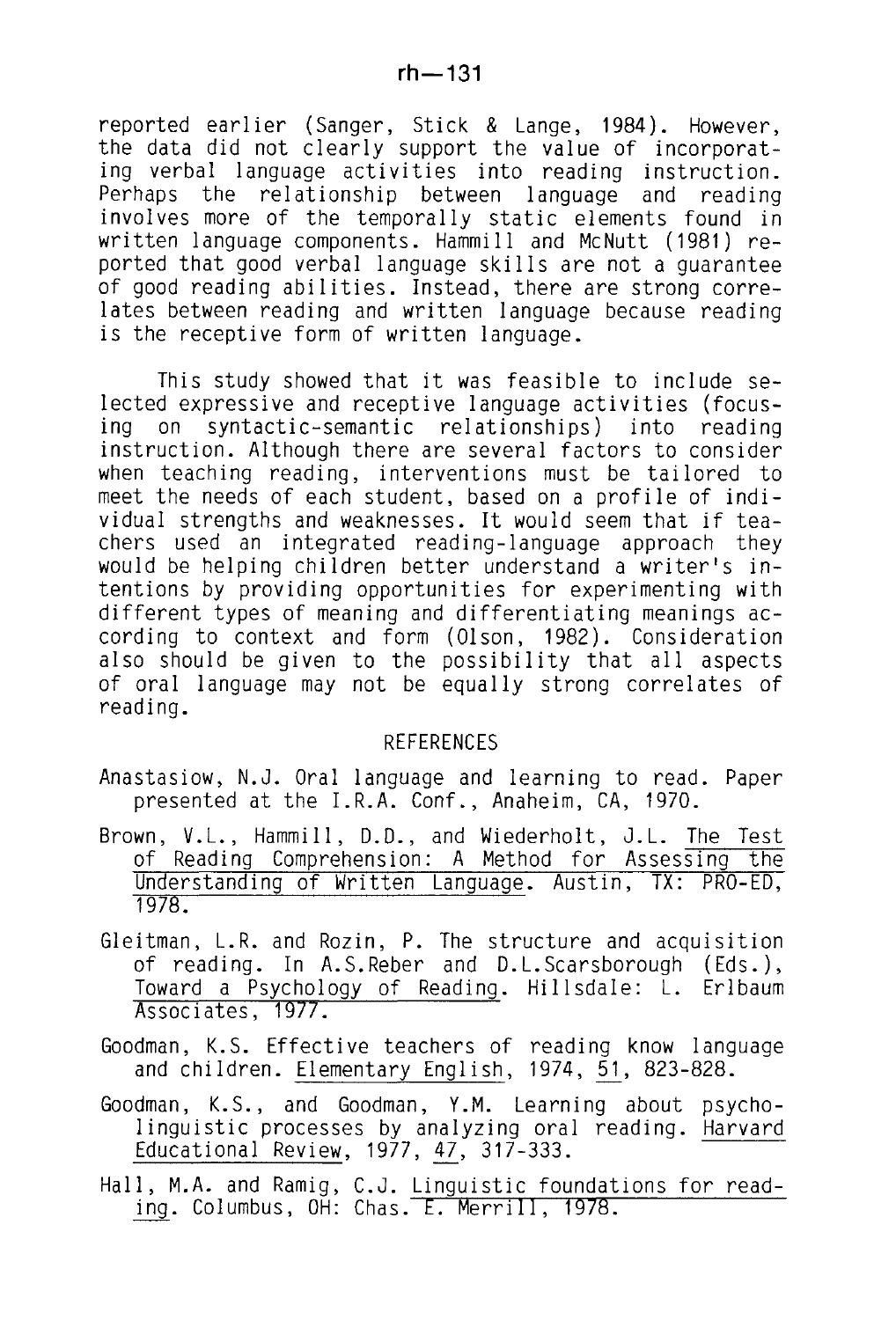reported earlier (Sanger, Stick & Lange, 1984). However, the data did not clearly support the value of incorporating verbal language activities into reading instruction. Perhaps the relationship between language and reading involves more of the temporally static elements found in written language components. Hammill and McNutt (1981) reported that good verbal language skills are not a guarantee of good reading abilities. Instead, there are strong correlates between reading and written language because reading is the receptive form of written language.

This study showed that it was feasible to include selected expressive and receptive language activities (focusing on syntactic-semantic relationships) into reading instruction. Although there are several factors to consider when teaching reading, interventions must be tailored to meet the needs of each student, based on a profile of individual strengths and weaknesses. It would seem that if teachers used an integrated reading-language approach they would be helping children better understand a writer's intentions by providing opportunities for experimenting with different types of meaning and differentiating meanings according to context and form (Olson, 1982). Consideration also should be given to the possibility that all aspects of oral language may not be equally strong correlates of reading.

## REFERENCES

Anastasiow, N.J. Oral language and learning to read. Paper presented at the I.R.A. Conf., Anaheim, CA, 1970.

Brown, V.L., Hammill, D.D., and Wiederholt, J.L. The Test of Reading Comprehension: A Method for Assessing the Understanding of Written Language. Austin, TX: PRO-ED, 1978.

Gleitman, L.R. and Rozin, P. The structure and acquisition of reading. In A.S.Reber and D.L.Scarsborough (Eds.), Toward a Psychology of Reading. Hillsdale: L. Erlbaum Associates, 1977.

Goodman, K.S. Effective teachers of reading know language and children. Elementary English, 1974, 51, 823-828.

Goodman, K.S., and Goodman, Y.M. Learning about psycholinguistic processes by analyzing oral reading. Harvard Educational Review, 1977, 47, 317-333.

Hall, M.A. and Ramig, C.J. Linguistic foundations for reading. Columbus, OH: Chas. E. Merrill, 1978.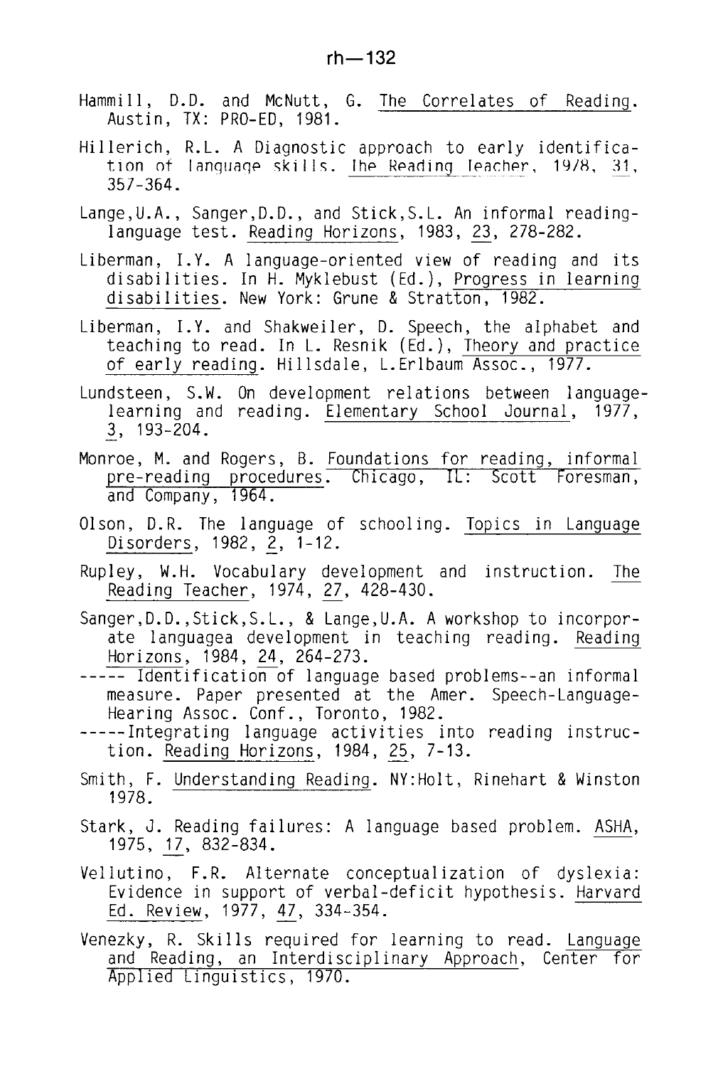Hammill, D.D. and McNutt, G. The Correlates of Reading. Austin, TX: PRO-ED, 1981.

Hillerich, R.L. A Diagnostic approach to early identification of language skills. The Reading Teacher, 1978, 31, 357-364.

Lange,U.A., Sanger,D.D., and Stick,S.L. An informal reading-language test. Reading Horizons, 1983, 23, 278-282.

Liberman, I.Y. A language-oriented view of reading and its disabilities. In H. Myklebust (Ed.), Progress in learning disabilities. New York: Grune & Stratton, 1982.

Liberman, I.Y. and Shakweiler, D. Speech, the alphabet and teaching to read. In L. Resnik (Ed.), Theory and practice of early reading. Hillsdale, L.Erlbaum Assoc., 1977.

Lundsteen, S.W. On development relations between language-learning and reading. Elementary School Journal, 1977, 3, 193-204.

Monroe, M. and Rogers, B. Foundations for reading, informal pre-reading procedures. Chicago, IL: Scott Foresman, and Company, 1964.

Olson, D.R. The language of schooling. Topics in Language Disorders, 1982, 2, 1-12.

Rupley, W.H. Vocabulary development and instruction. The Reading Teacher, 1974, 27, 428-430.

Sanger,D.D.,Stick,S.L., & Lange,U.A. A workshop to incorporate languagea development in teaching reading. Reading Horizons, 1984, 24, 264-273.

----- Identification of language based problems--an informal measure. Paper presented at the Amer. Speech-Language-Hearing Assoc. Conf., Toronto, 1982.

-----Integrating language activities into reading instruction. Reading Horizons, 1984, 25, 7-13.

Smith, F. Understanding Reading. NY:Holt, Rinehart & Winston 1978.

Stark, J. Reading failures: A language based problem. ASHA, 1975, 17, 832-834.

Vellutino, F.R. Alternate conceptualization of dyslexia: Evidence in support of verbal-deficit hypothesis. Harvard Ed. Review, 1977, 47, 334-354.

Venezky, R. Skills required for learning to read. Language and Reading, an Interdisciplinary Approach, Center for Applied Linguistics, 1970.